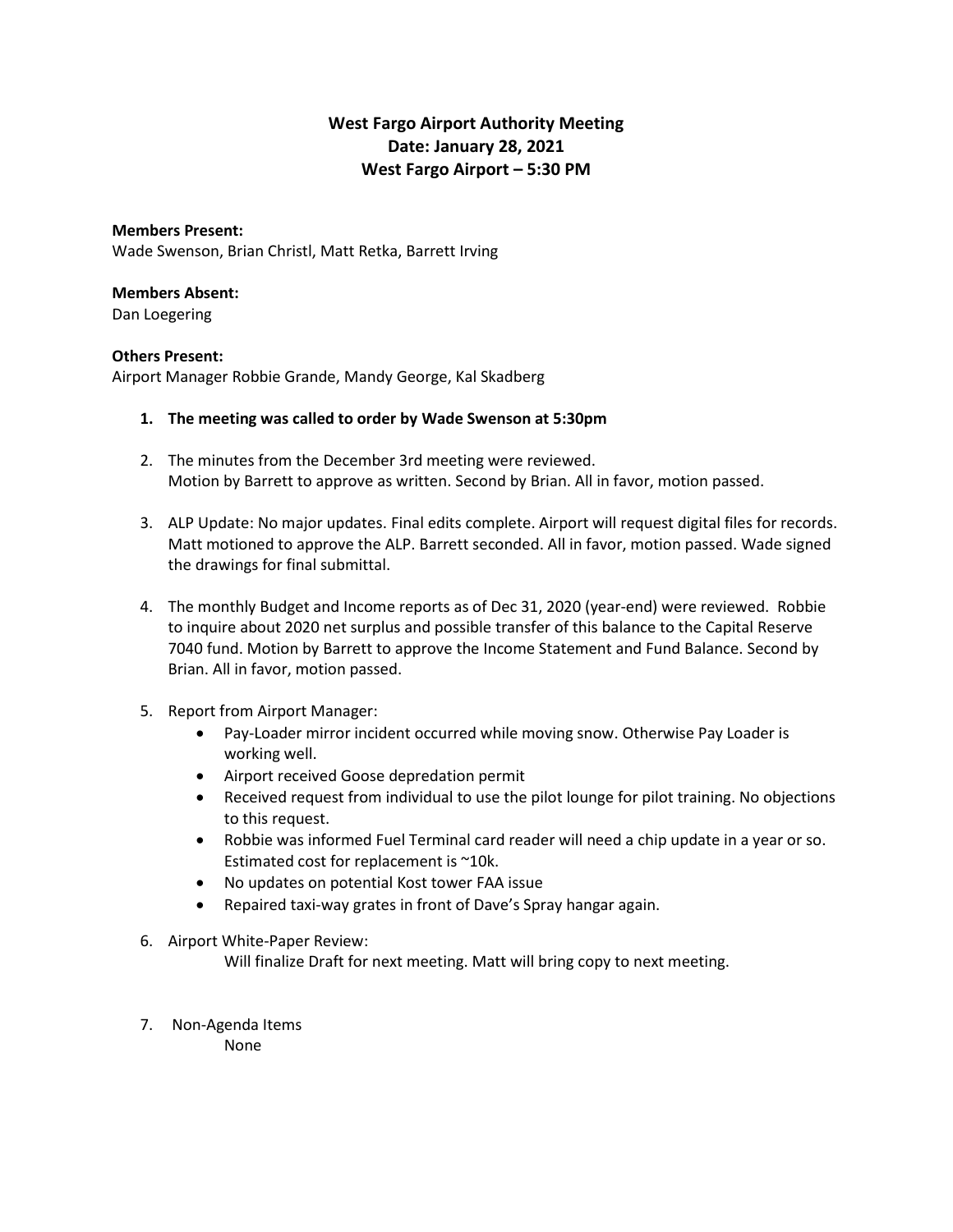# West Fargo Airport Authority Meeting
## Date: January 28, 2021
## West Fargo Airport – 5:30 PM

**Members Present:**
Wade Swenson, Brian Christl, Matt Retka, Barrett Irving

**Members Absent:**
Dan Loegering

**Others Present:**
Airport Manager Robbie Grande, Mandy George, Kal Skadberg

1. **The meeting was called to order by Wade Swenson at 5:30pm**

2. The minutes from the December 3rd meeting were reviewed.
   Motion by Barrett to approve as written. Second by Brian. All in favor, motion passed.

3. ALP Update: No major updates. Final edits complete. Airport will request digital files for records. Matt motioned to approve the ALP. Barrett seconded. All in favor, motion passed. Wade signed the drawings for final submittal.

4. The monthly Budget and Income reports as of Dec 31, 2020 (year-end) were reviewed. Robbie to inquire about 2020 net surplus and possible transfer of this balance to the Capital Reserve 7040 fund. Motion by Barrett to approve the Income Statement and Fund Balance. Second by Brian. All in favor, motion passed.

5. Report from Airport Manager:
   - Pay-Loader mirror incident occurred while moving snow. Otherwise Pay Loader is working well.
   - Airport received Goose depredation permit
   - Received request from individual to use the pilot lounge for pilot training. No objections to this request.
   - Robbie was informed Fuel Terminal card reader will need a chip update in a year or so. Estimated cost for replacement is ~10k.
   - No updates on potential Kost tower FAA issue
   - Repaired taxi-way grates in front of Dave's Spray hangar again.

6. Airport White-Paper Review:
   Will finalize Draft for next meeting. Matt will bring copy to next meeting.

7. Non-Agenda Items
   None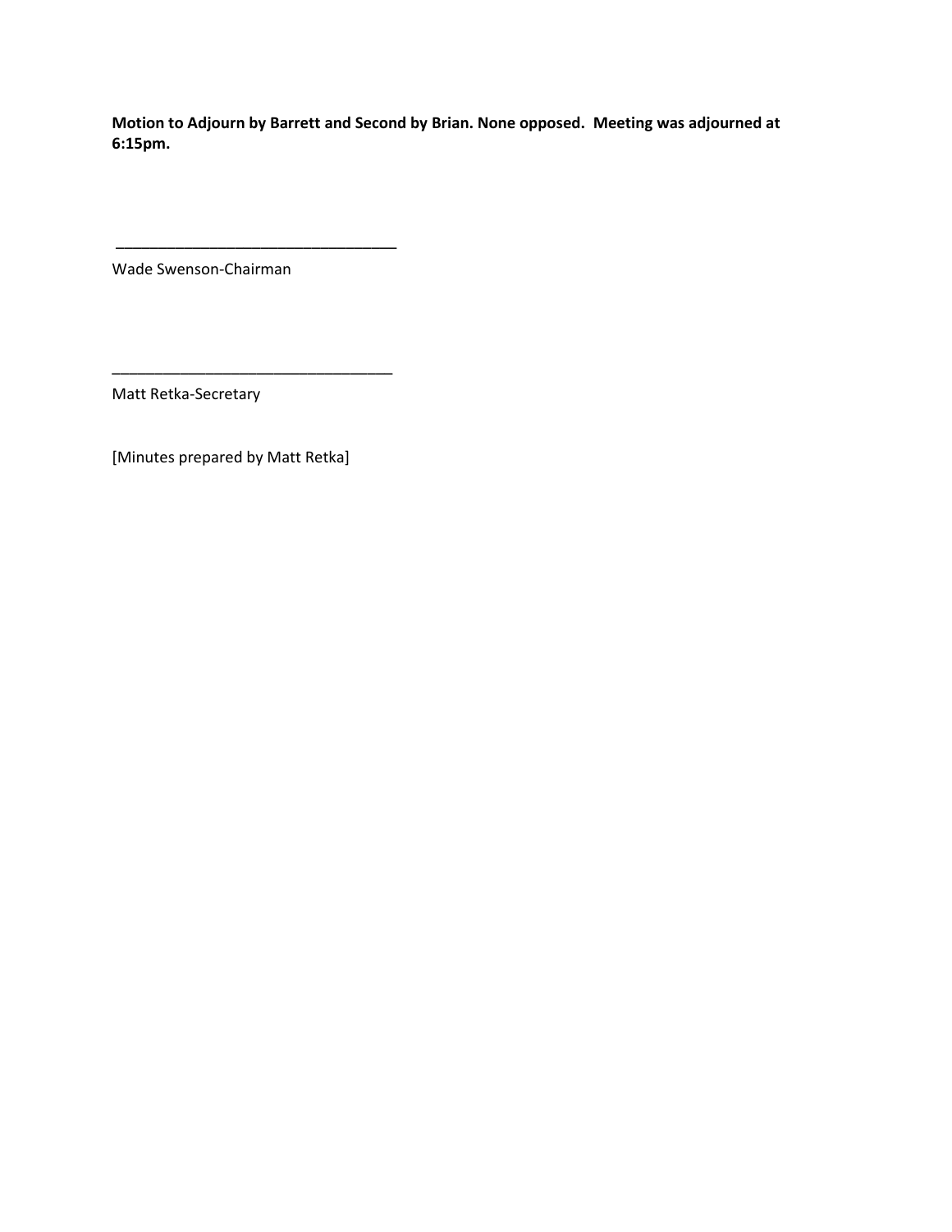**Motion to Adjourn by Barrett and Second by Brian. None opposed. Meeting was adjourned at 6:15pm.**

_________________________________

Wade Swenson-Chairman

_________________________________

Matt Retka-Secretary

[Minutes prepared by Matt Retka]